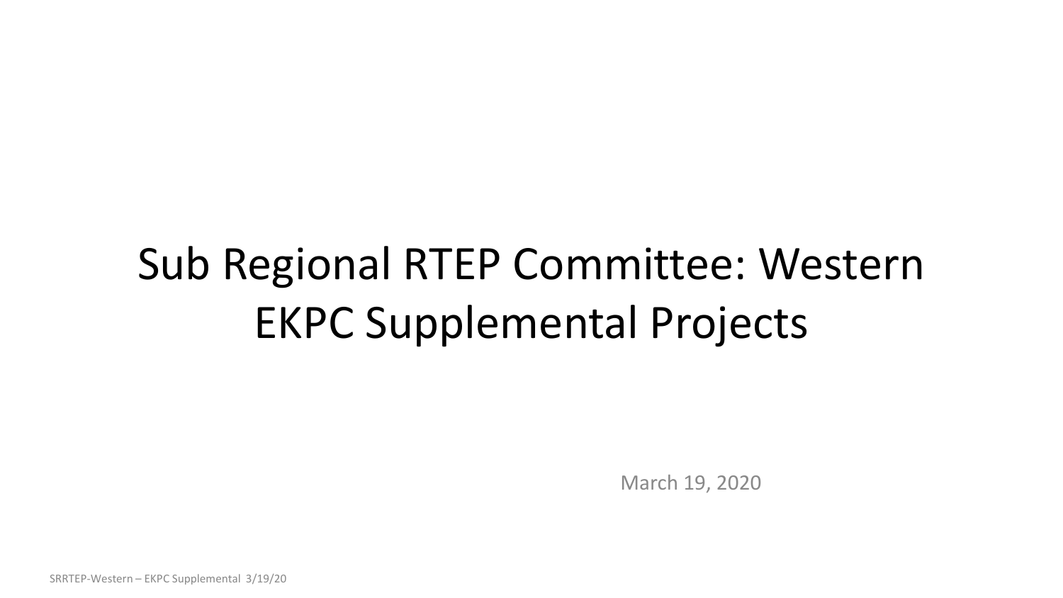# Sub Regional RTEP Committee: Western EKPC Supplemental Projects

March 19, 2020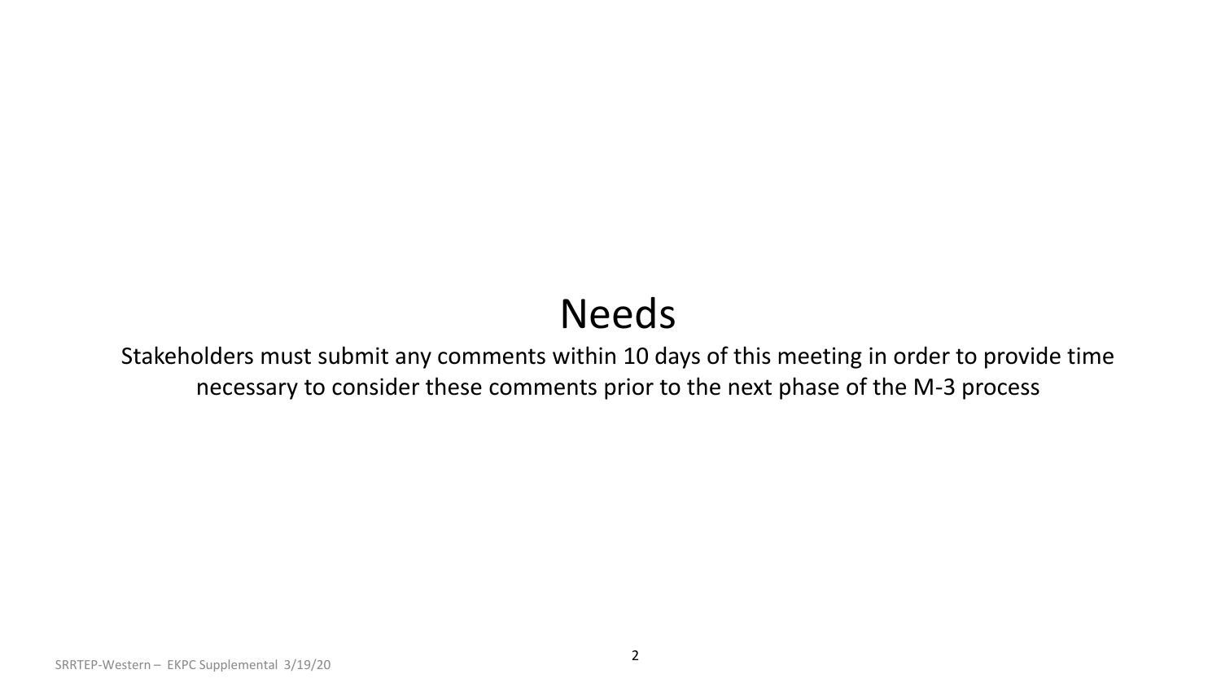# Needs

Stakeholders must submit any comments within 10 days of this meeting in order to provide time necessary to consider these comments prior to the next phase of the M-3 process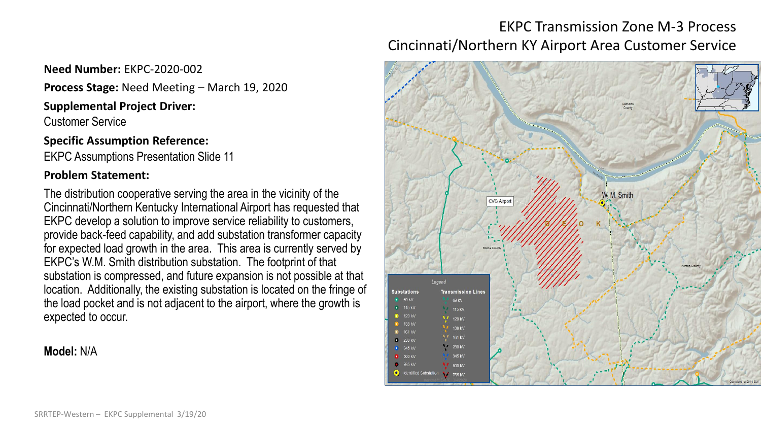# EKPC Transmission Zone M-3 Process
## Cincinnati/Northern KY Airport Area Customer Service

**Need Number:** EKPC-2020-002

**Process Stage:** Need Meeting – March 19, 2020

**Supplemental Project Driver:**

Customer Service

**Specific Assumption Reference:**

EKPC Assumptions Presentation Slide 11

**Problem Statement:**

The distribution cooperative serving the area in the vicinity of the Cincinnati/Northern Kentucky International Airport has requested that EKPC develop a solution to improve service reliability to customers, provide back-feed capability, and add substation transformer capacity for expected load growth in the area. This area is currently served by EKPC's W.M. Smith distribution substation. The footprint of that substation is compressed, and future expansion is not possible at that location. Additionally, the existing substation is located on the fringe of the load pocket and is not adjacent to the airport, where the growth is expected to occur.

**Model:** N/A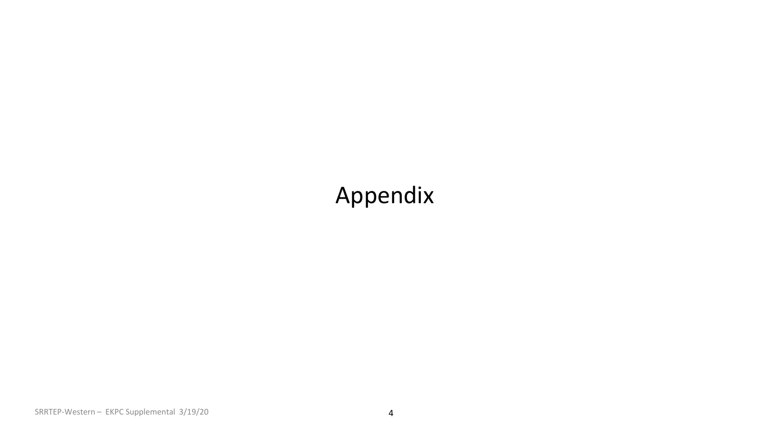# Appendix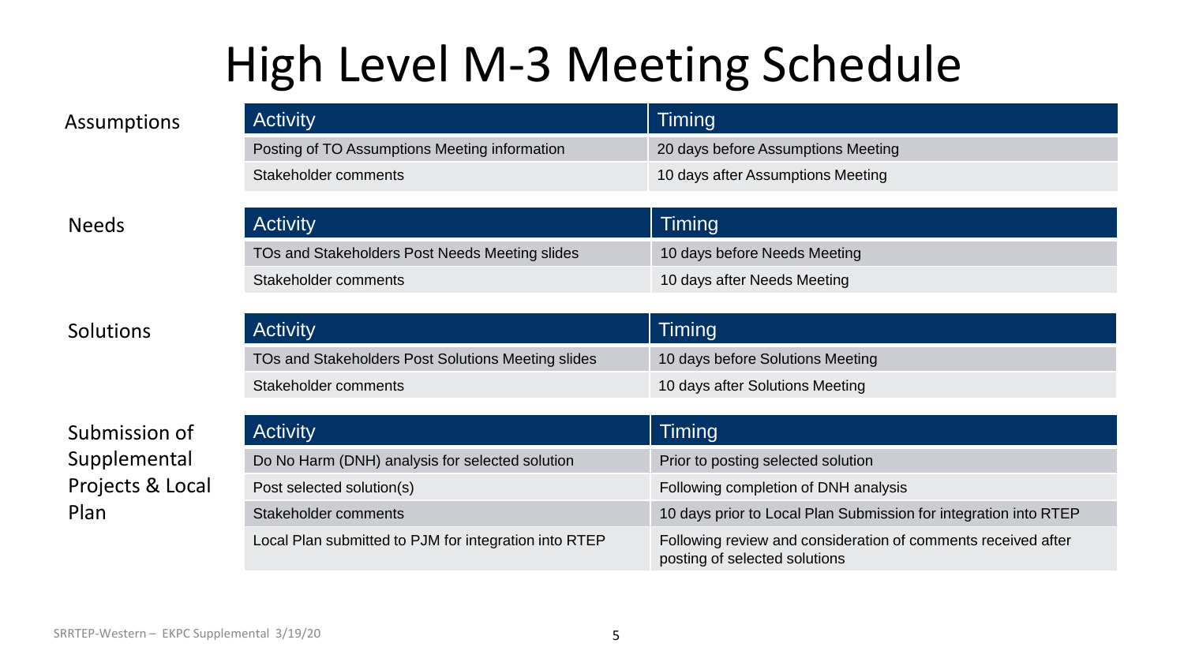# High Level M-3 Meeting Schedule

## Assumptions

| Activity | Timing |
|---|---|
| Posting of TO Assumptions Meeting information | 20 days before Assumptions Meeting |
| Stakeholder comments | 10 days after Assumptions Meeting |

## Needs

| Activity | Timing |
|---|---|
| TOs and Stakeholders Post Needs Meeting slides | 10 days before Needs Meeting |
| Stakeholder comments | 10 days after Needs Meeting |

## Solutions

| Activity | Timing |
|---|---|
| TOs and Stakeholders Post Solutions Meeting slides | 10 days before Solutions Meeting |
| Stakeholder comments | 10 days after Solutions Meeting |

## Submission of Supplemental Projects & Local Plan

| Activity | Timing |
|---|---|
| Do No Harm (DNH) analysis for selected solution | Prior to posting selected solution |
| Post selected solution(s) | Following completion of DNH analysis |
| Stakeholder comments | 10 days prior to Local Plan Submission for integration into RTEP |
| Local Plan submitted to PJM for integration into RTEP | Following review and consideration of comments received after posting of selected solutions |

SRRTEP-Western – EKPC Supplemental 3/19/20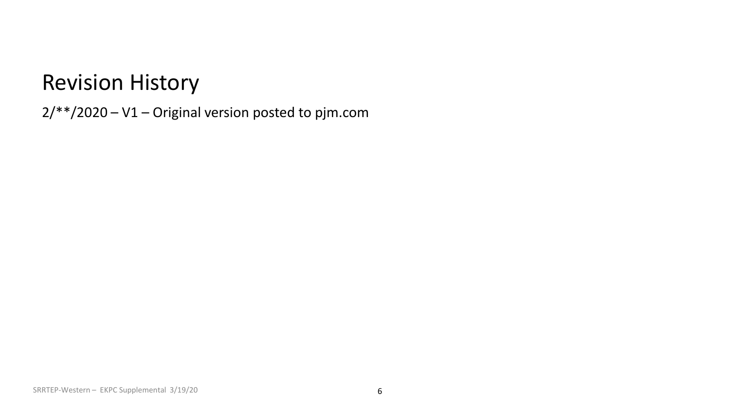# Revision History

2/**/2020 – V1 – Original version posted to pjm.com